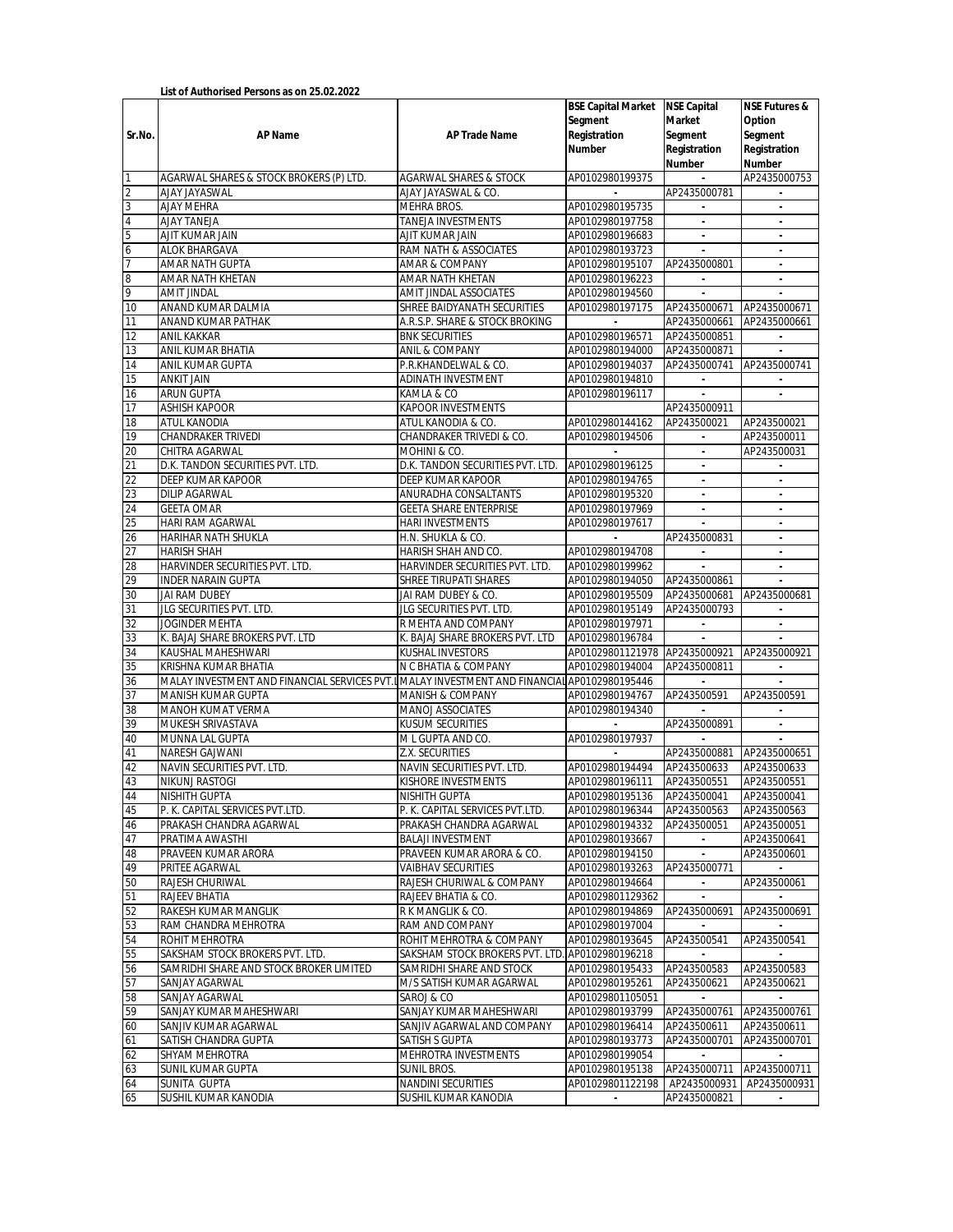**List of Authorised Persons as on 25.02.2022**

| Sr.No. | AP Name | AP Trade Name | BSE Capital Market Segment Registration Number | NSE Capital Market Segment Registration Number | NSE Futures & Option Segment Registration Number |
|---|---|---|---|---|---|
| 1 | AGARWAL SHARES & STOCK BROKERS (P) LTD. | AGARWAL SHARES & STOCK | AP0102980199375 | - | AP2435000753 |
| 2 | AJAY JAYASWAL | AJAY JAYASWAL & CO. | - | AP2435000781 | - |
| 3 | AJAY MEHRA | MEHRA BROS. | AP0102980195735 | - | - |
| 4 | AJAY TANEJA | TANEJA INVESTMENTS | AP0102980197758 | - | - |
| 5 | AJIT KUMAR JAIN | AJIT KUMAR JAIN | AP0102980196683 | - | - |
| 6 | ALOK BHARGAVA | RAM NATH & ASSOCIATES | AP0102980193723 | - | - |
| 7 | AMAR NATH GUPTA | AMAR & COMPANY | AP0102980195107 | AP2435000801 | - |
| 8 | AMAR NATH KHETAN | AMAR NATH KHETAN | AP0102980196223 | - | - |
| 9 | AMIT JINDAL | AMIT JINDAL ASSOCIATES | AP0102980194560 | - | - |
| 10 | ANAND KUMAR DALMIA | SHREE BAIDYANATH SECURITIES | AP0102980197175 | AP2435000671 | AP2435000671 |
| 11 | ANAND KUMAR PATHAK | A.R.S.P. SHARE & STOCK BROKING | - | AP2435000661 | AP2435000661 |
| 12 | ANIL KAKKAR | BNK SECURITIES | AP0102980196571 | AP2435000851 | - |
| 13 | ANIL KUMAR BHATIA | ANIL & COMPANY | AP0102980194000 | AP2435000871 | - |
| 14 | ANIL KUMAR GUPTA | P.R.KHANDELWAL & CO. | AP0102980194037 | AP2435000741 | AP2435000741 |
| 15 | ANKIT JAIN | ADINATH INVESTMENT | AP0102980194810 | - | - |
| 16 | ARUN GUPTA | KAMLA & CO | AP0102980196117 | - | - |
| 17 | ASHISH KAPOOR | KAPOOR INVESTMENTS | | AP2435000911 | |
| 18 | ATUL KANODIA | ATUL KANODIA & CO. | AP0102980144162 | AP243500021 | AP243500021 |
| 19 | CHANDRAKER TRIVEDI | CHANDRAKER TRIVEDI & CO. | AP0102980194506 | - | AP243500011 |
| 20 | CHITRA AGARWAL | MOHINI & CO. | - | - | AP243500031 |
| 21 | D.K. TANDON SECURITIES PVT. LTD. | D.K. TANDON SECURITIES PVT. LTD. | AP0102980196125 | - | - |
| 22 | DEEP KUMAR KAPOOR | DEEP KUMAR KAPOOR | AP0102980194765 | - | - |
| 23 | DILIP AGARWAL | ANURADHA CONSALTANTS | AP0102980195320 | - | - |
| 24 | GEETA OMAR | GEETA SHARE ENTERPRISE | AP0102980197969 | - | - |
| 25 | HARI RAM AGARWAL | HARI INVESTMENTS | AP0102980197617 | - | - |
| 26 | HARIHAR NATH SHUKLA | H.N. SHUKLA & CO. | - | AP2435000831 | - |
| 27 | HARISH SHAH | HARISH SHAH AND CO. | AP0102980194708 | - | - |
| 28 | HARVINDER SECURITIES PVT. LTD. | HARVINDER SECURITIES PVT. LTD. | AP0102980199962 | - | - |
| 29 | INDER NARAIN GUPTA | SHREE TIRUPATI SHARES | AP0102980194050 | AP2435000861 | - |
| 30 | JAI RAM DUBEY | JAI RAM DUBEY & CO. | AP0102980195509 | AP2435000681 | AP2435000681 |
| 31 | JLG SECURITIES PVT. LTD. | JLG SECURITIES PVT. LTD. | AP0102980195149 | AP2435000793 | - |
| 32 | JOGINDER MEHTA | R MEHTA AND COMPANY | AP0102980197971 | - | - |
| 33 | K. BAJAJ SHARE BROKERS PVT. LTD | K. BAJAJ SHARE BROKERS PVT. LTD | AP0102980196784 | - | - |
| 34 | KAUSHAL MAHESHWARI | KUSHAL INVESTORS | AP0102980112197​8 | AP2435000921 | AP2435000921 |
| 35 | KRISHNA KUMAR BHATIA | N C BHATIA & COMPANY | AP0102980194004 | AP2435000811 | - |
| 36 | MALAY INVESTMENT AND FINANCIAL SERVICES PVT.L | MALAY INVESTMENT AND FINANCIAL | AP0102980195446 | - | - |
| 37 | MANISH KUMAR GUPTA | MANISH & COMPANY | AP0102980194767 | AP243500591 | AP243500591 |
| 38 | MANOH KUMAT VERMA | MANOJ ASSOCIATES | AP0102980194340 | - | - |
| 39 | MUKESH SRIVASTAVA | KUSUM SECURITIES | - | AP2435000891 | - |
| 40 | MUNNA LAL GUPTA | M L GUPTA AND CO. | AP0102980197937 | - | - |
| 41 | NARESH GAJWANI | Z.X. SECURITIES | - | AP2435000881 | AP2435000651 |
| 42 | NAVIN SECURITIES PVT. LTD. | NAVIN SECURITIES PVT. LTD. | AP0102980194494 | AP243500633 | AP243500633 |
| 43 | NIKUNJ RASTOGI | KISHORE INVESTMENTS | AP0102980196111 | AP243500551 | AP243500551 |
| 44 | NISHITH GUPTA | NISHITH GUPTA | AP0102980195136 | AP243500041 | AP243500041 |
| 45 | P. K. CAPITAL SERVICES PVT.LTD. | P. K. CAPITAL SERVICES PVT.LTD. | AP0102980196344 | AP243500563 | AP243500563 |
| 46 | PRAKASH CHANDRA AGARWAL | PRAKASH CHANDRA AGARWAL | AP0102980194332 | AP243500051 | AP243500051 |
| 47 | PRATIMA AWASTHI | BALAJI INVESTMENT | AP0102980193667 | - | AP243500641 |
| 48 | PRAVEEN KUMAR ARORA | PRAVEEN KUMAR ARORA & CO. | AP0102980194150 | - | AP243500601 |
| 49 | PRITEE AGARWAL | VAIBHAV SECURITIES | AP0102980193263 | AP2435000771 | - |
| 50 | RAJESH CHURIWAL | RAJESH CHURIWAL & COMPANY | AP0102980194664 | - | AP243500061 |
| 51 | RAJEEV BHATIA | RAJEEV BHATIA & CO. | AP010298011293​62 | - | - |
| 52 | RAKESH KUMAR MANGLIK | R K MANGLIK & CO. | AP0102980194869 | AP2435000691 | AP2435000691 |
| 53 | RAM CHANDRA MEHROTRA | RAM AND COMPANY | AP0102980197004 | - | - |
| 54 | ROHIT MEHROTRA | ROHIT MEHROTRA & COMPANY | AP0102980193645 | AP243500541 | AP243500541 |
| 55 | SAKSHAM STOCK BROKERS PVT. LTD. | SAKSHAM STOCK BROKERS PVT. LTD. | AP0102980196218 | - | - |
| 56 | SAMRIDHI SHARE AND STOCK BROKER LIMITED | SAMRIDHI SHARE AND STOCK | AP0102980195433 | AP243500583 | AP243500583 |
| 57 | SANJAY AGARWAL | M/S SATISH KUMAR AGARWAL | AP0102980195261 | AP243500621 | AP243500621 |
| 58 | SANJAY AGARWAL | SAROJ & CO | AP010298011050​51 | - | - |
| 59 | SANJAY KUMAR MAHESHWARI | SANJAY KUMAR MAHESHWARI | AP0102980193799 | AP2435000761 | AP2435000761 |
| 60 | SANJIV KUMAR AGARWAL | SANJIV AGARWAL AND COMPANY | AP0102980196414 | AP243500611 | AP243500611 |
| 61 | SATISH CHANDRA GUPTA | SATISH S GUPTA | AP0102980193773 | AP2435000701 | AP2435000701 |
| 62 | SHYAM MEHROTRA | MEHROTRA INVESTMENTS | AP0102980199054 | - | - |
| 63 | SUNIL KUMAR GUPTA | SUNIL BROS. | AP0102980195138 | AP2435000711 | AP2435000711 |
| 64 | SUNITA GUPTA | NANDINI SECURITIES | AP010298011221​98 | AP2435000931 | AP2435000931 |
| 65 | SUSHIL KUMAR KANODIA | SUSHIL KUMAR KANODIA | - | AP2435000821 | - |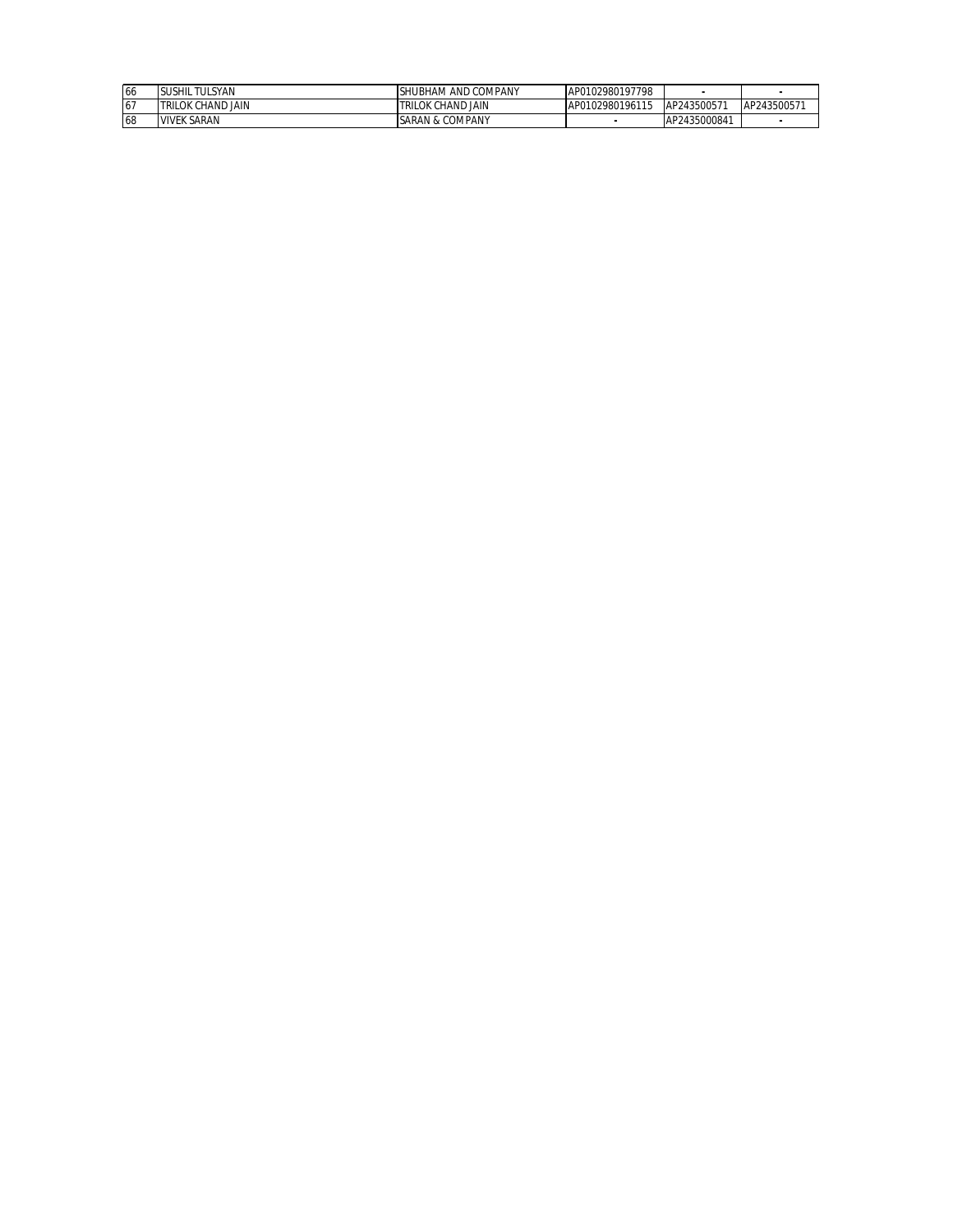| | | | | | |
|---|---|---|---|---|---|
| 66 | SUSHIL TULSYAN | SHUBHAM AND COMPANY | AP01029801977798 | - | - |
| 67 | TRILOK CHAND JAIN | TRILOK CHAND JAIN | AP0102980196115 | AP243500571 | AP243500571 |
| 68 | VIVEK SARAN | SARAN & COMPANY | - | AP2435000841 | - |